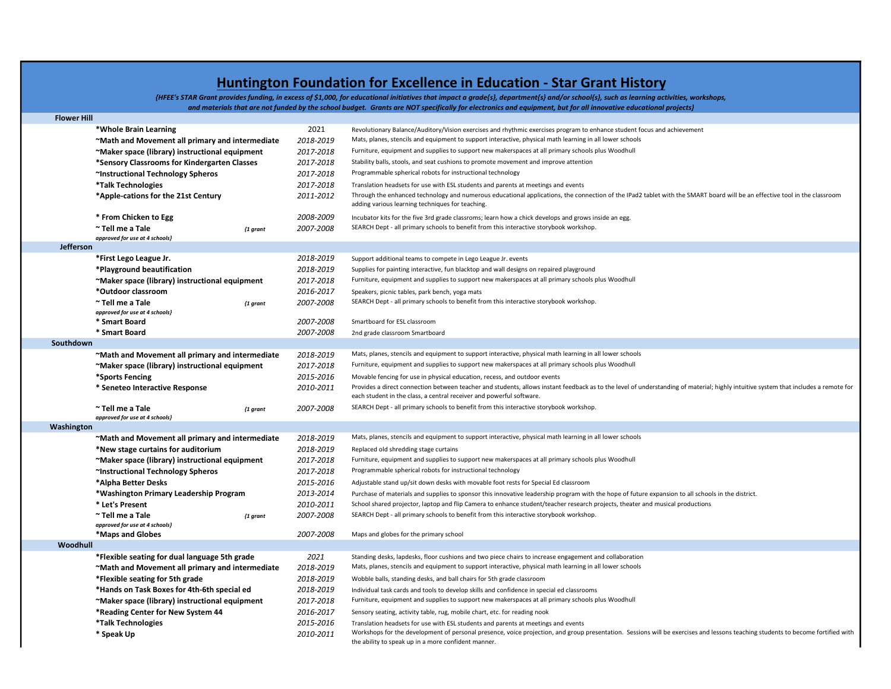# Huntington Foundation for Excellence in Education - Star Grant History

*{HFEE's STAR Grant provides funding, in excess of $1,000, for educational initiatives that impact a grade{s}, department{s} and/or school{s}, such as learning activities, workshops, and materials that are not funded by the school budget. Grants are NOT specifically for electronics and equipment, but for all innovative educational projects}*

| School | Grant | Year | Description |
|---|---|---|---|
| **Flower Hill** | | | |
| | **\*Whole Brain Learning** | 2021 | Revolutionary Balance/Auditory/Vision exercises and rhythmic exercises program to enhance student focus and achievement |
| | **~Math and Movement all primary and intermediate** | *2018-2019* | Mats, planes, stencils and equipment to support interactive, physical math learning in all lower schools |
| | **~Maker space (library) instructional equipment** | *2017-2018* | Furniture, equipment and supplies to support new makerspaces at all primary schools plus Woodhull |
| | **\*Sensory Classrooms for Kindergarten Classes** | *2017-2018* | Stability balls, stools, and seat cushions to promote movement and improve attention |
| | **~Instructional Technology Spheros** | *2017-2018* | Programmable spherical robots for instructional technology |
| | **\*Talk Technologies** | *2017-2018* | Translation headsets for use with ESL students and parents at meetings and events |
| | **\*Apple-cations for the 21st Century** | *2011-2012* | Through the enhanced technology and numerous educational applications, the connection of the IPad2 tablet with the SMART board will be an effective tool in the classroom adding various learning techniques for teaching. |
| | **\* From Chicken to Egg** | *2008-2009* | Incubator kits for the five 3rd grade classroms; learn how a chick develops and grows inside an egg. |
| | **~ Tell me a Tale** *{1 grant approved for use at 4 schools}* | *2007-2008* | SEARCH Dept - all primary schools to benefit from this interactive storybook workshop. |
| **Jefferson** | | | |
| | **\*First Lego League Jr.** | *2018-2019* | Support additional teams to compete in Lego League Jr. events |
| | **\*Playground beautification** | *2018-2019* | Supplies for painting interactive, fun blacktop and wall designs on repaired playground |
| | **~Maker space (library) instructional equipment** | *2017-2018* | Furniture, equipment and supplies to support new makerspaces at all primary schools plus Woodhull |
| | **\*Outdoor classroom** | *2016-2017* | Speakers, picnic tables, park bench, yoga mats |
| | **~ Tell me a Tale** *{1 grant approved for use at 4 schools}* | *2007-2008* | SEARCH Dept - all primary schools to benefit from this interactive storybook workshop. |
| | **\* Smart Board** | *2007-2008* | Smartboard for ESL classroom |
| | **\* Smart Board** | *2007-2008* | 2nd grade classroom Smartboard |
| **Southdown** | | | |
| | **~Math and Movement all primary and intermediate** | *2018-2019* | Mats, planes, stencils and equipment to support interactive, physical math learning in all lower schools |
| | **~Maker space (library) instructional equipment** | *2017-2018* | Furniture, equipment and supplies to support new makerspaces at all primary schools plus Woodhull |
| | **\*Sports Fencing** | *2015-2016* | Movable fencing for use in physical education, recess, and outdoor events |
| | **\* Seneteo Interactive Response** | *2010-2011* | Provides a direct connection between teacher and students, allows instant feedback as to the level of understanding of material; highly intuitive system that includes a remote for each student in the class, a central receiver and powerful software. |
| | **~ Tell me a Tale** *{1 grant approved for use at 4 schools}* | *2007-2008* | SEARCH Dept - all primary schools to benefit from this interactive storybook workshop. |
| **Washington** | | | |
| | **~Math and Movement all primary and intermediate** | *2018-2019* | Mats, planes, stencils and equipment to support interactive, physical math learning in all lower schools |
| | **\*New stage curtains for auditorium** | *2018-2019* | Replaced old shredding stage curtains |
| | **~Maker space (library) instructional equipment** | *2017-2018* | Furniture, equipment and supplies to support new makerspaces at all primary schools plus Woodhull |
| | **~Instructional Technology Spheros** | *2017-2018* | Programmable spherical robots for instructional technology |
| | **\*Alpha Better Desks** | *2015-2016* | Adjustable stand up/sit down desks with movable foot rests for Special Ed classroom |
| | **\*Washington Primary Leadership Program** | *2013-2014* | Purchase of materials and supplies to sponsor this innovative leadership program with the hope of future expansion to all schools in the district. |
| | **\* Let's Present** | *2010-2011* | School shared projector, laptop and flip Camera to enhance student/teacher research projects, theater and musical productions |
| | **~ Tell me a Tale** *{1 grant approved for use at 4 schools}* | *2007-2008* | SEARCH Dept - all primary schools to benefit from this interactive storybook workshop. |
| | **\*Maps and Globes** | *2007-2008* | Maps and globes for the primary school |
| **Woodhull** | | | |
| | **\*Flexible seating for dual language 5th grade** | *2021* | Standing desks, lapdesks, floor cushions and two piece chairs to increase engagement and collaboration |
| | **~Math and Movement all primary and intermediate** | *2018-2019* | Mats, planes, stencils and equipment to support interactive, physical math learning in all lower schools |
| | **\*Flexible seating for 5th grade** | *2018-2019* | Wobble balls, standing desks, and ball chairs for 5th grade classroom |
| | **\*Hands on Task Boxes for 4th-6th special ed** | *2018-2019* | Individual task cards and tools to develop skills and confidence in special ed classrooms |
| | **~Maker space (library) instructional equipment** | *2017-2018* | Furniture, equipment and supplies to support new makerspaces at all primary schools plus Woodhull |
| | **\*Reading Center for New System 44** | *2016-2017* | Sensory seating, activity table, rug, mobile chart, etc. for reading nook |
| | **\*Talk Technologies** | *2015-2016* | Translation headsets for use with ESL students and parents at meetings and events |
| | **\* Speak Up** | *2010-2011* | Workshops for the development of personal presence, voice projection, and group presentation. Sessions will be exercises and lessons teaching students to become fortified with the ability to speak up in a more confident manner. |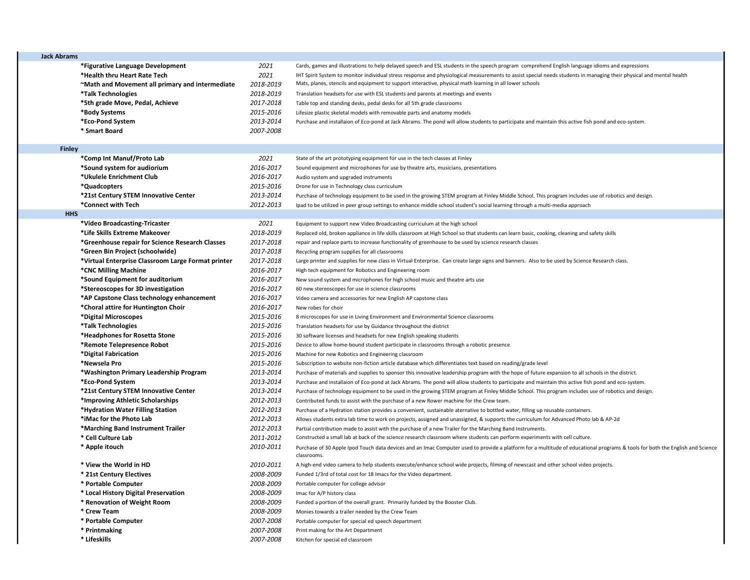| | | |
|---|---|---|
| **Jack Abrams** | | |
| **\*Figurative Language Development** | *2021* | Cards, games and illustrations to help delayed speech and ESL students in the speech program comprehend English language idioms and expressions |
| **\*Health thru Heart Rate Tech** | *2021* | IHT Spirit System to monitor individual stress response and physiological measurements to assist special needs students in managing their physical and mental health |
| **~Math and Movement all primary and intermediate** | *2018-2019* | Mats, planes, stencils and equipment to support interactive, physical math learning in all lower schools |
| **\*Talk Technologies** | *2018-2019* | Translation headsets for use with ESL students and parents at meetings and events |
| **\*5th grade Move, Pedal, Achieve** | *2017-2018* | Table top and standing desks, pedal desks for all 5th grade classrooms |
| **\*Body Systems** | *2015-2016* | Lifesize plastic skeletal models with removable parts and anatomy models |
| **\*Eco-Pond System** | *2013-2014* | Purchase and installaion of Eco-pond at Jack Abrams. The pond will allow students to participate and maintain this active fish pond and eco-system. |
| **\* Smart Board** | *2007-2008* | |
| **Finley** | | |
| **\*Comp Int Manuf/Proto Lab** | *2021* | State of the art prototyping equipment for use in the tech classes at Finley |
| **\*Sound system for audiorium** | *2016-2017* | Sound equipment and microphones for use by theatre arts, musicians, presentations |
| **\*Ukulele Enrichment Club** | *2016-2017* | Audio system and upgraded instruments |
| **\*Quadcopters** | *2015-2016* | Drone for use in Technology class curriculum |
| **\*21st Century STEM Innovative Center** | *2013-2014* | Purchase of technology equipment to be used in the growing STEM program at Finley Middle School. This program includes use of robotics and design. |
| **\*Connect with Tech** | *2012-2013* | Ipad to be utilized in peer group settings to enhance middle school student's social learning through a multi-media approach |
| **HHS** | | |
| **\*Video Broadcasting-Tricaster** | *2021* | Equipment to support new Video Broadcasting curriculum at the high school |
| **\*Life Skills Extreme Makeover** | *2018-2019* | Replaced old, broken appliance in life skills classroom at High School so that students can learn basic, cooking, cleaning and safety skills |
| **\*Greenhouse repair for Science Research Classes** | *2017-2018* | repair and replace parts to increase functionality of greenhouse to be used by science research classes |
| **\*Green Bin Project (schoolwide)** | *2017-2018* | Recycling program supplies for all classrooms |
| **\*Virtual Enterprise Classroom Large Format printer** | *2017-2018* | Large printer and supplies for new class in Virtual Enterprise. Can create large signs and banners. Also to be used by Science Research class. |
| **\*CNC Milling Machine** | *2016-2017* | High tech equipment for Robotics and Engineering room |
| **\*Sound Equipment for auditorium** | *2016-2017* | New sound system and microphones for high school music and theatre arts use |
| **\*Stereoscopes for 3D investigation** | *2016-2017* | 60 new stereoscopes for use in science classrooms |
| **\*AP Capstone Class technology enhancement** | *2016-2017* | Video camera and accessories for new English AP capstone class |
| **\*Choral attire for Huntington Choir** | *2016-2017* | New robes for choir |
| **\*Digital Microscopes** | *2015-2016* | 8 microscopes for use in Living Environment and Environmental Science classrooms |
| **\*Talk Technologies** | *2015-2016* | Translation headsets for use by Guidance throughout the district |
| **\*Headphones for Rosetta Stone** | *2015-2016* | 30 software licenses and headsets for new English speaking students |
| **\*Remote Telepresence Robot** | *2015-2016* | Device to allow home-bound student participate in classrooms through a robotic presence |
| **\*Digital Fabrication** | *2015-2016* | Machine for new Robotics and Engineering classroom |
| **\*Newsela Pro** | *2015-2016* | Subscription to website non-fiction article database which differentiates text based on reading/grade level |
| **\*Washington Primary Leadership Program** | *2013-2014* | Purchase of materials and supplies to sponsor this innovative leadership program with the hope of future expansion to all schools in the district. |
| **\*Eco-Pond System** | *2013-2014* | Purchase and installaion of Eco-pond at Jack Abrams. The pond will allow students to participate and maintain this active fish pond and eco-system. |
| **\*21st Century STEM Innovative Center** | *2013-2014* | Purchase of technology equipment to be used in the growing STEM program at Finley Middle School. This program includes use of robotics and design. |
| **\*Improving Athletic Scholarships** | *2012-2013* | Contributed funds to assist with the purchase of a new Rower machine for the Crew team. |
| **\*Hydration Water Filling Station** | *2012-2013* | Purchase of a Hydration station provides a convenient, sustainable aternative to bottled water, filling up reusable containers. |
| **\*iMac for the Photo Lab** | *2012-2013* | Allows students extra lab time to work on projects, assigned and unassigned, & supports the curriculum for Advanced Photo lab & AP-2d |
| **\*Marching Band Instrument Trailer** | *2012-2013* | Partial contribution made to assist with the purchase of a new Trailer for the Marching Band Instruments. |
| **\* Cell Culture Lab** | *2011-2012* | Constructed a small lab at back of the science research classroom where students can perform experiments with cell culture. |
| **\* Apple itouch** | *2010-2011* | Purchase of 30 Apple Ipod Touch data devices and an Imac Computer used to provide a platform for a multitude of educational programs & tools for both the English and Science classrooms. |
| **\* View the World in HD** | *2010-2011* | A high-end video camera to help students execute/enhance school wide projects, filming of newscast and other school video projects. |
| **\* 21st Century Electives** | *2008-2009* | Funded 1/3rd of total cost for 18 Imacs for the Video department. |
| **\* Portable Computer** | *2008-2009* | Portable computer for college advisor |
| **\* Local History Digital Preservation** | *2008-2009* | Imac for A/P history class |
| **\* Renovation of Weight Room** | *2008-2009* | Funded a portion of the overall grant. Primarily funded by the Booster Club. |
| **\* Crew Team** | *2008-2009* | Monies towards a trailer needed by the Crew Team |
| **\* Portable Computer** | *2007-2008* | Portable computer for special ed speech department |
| **\* Printmaking** | *2007-2008* | Print making for the Art Department |
| **\* Lifeskills** | *2007-2008* | Kitchen for special ed classroom |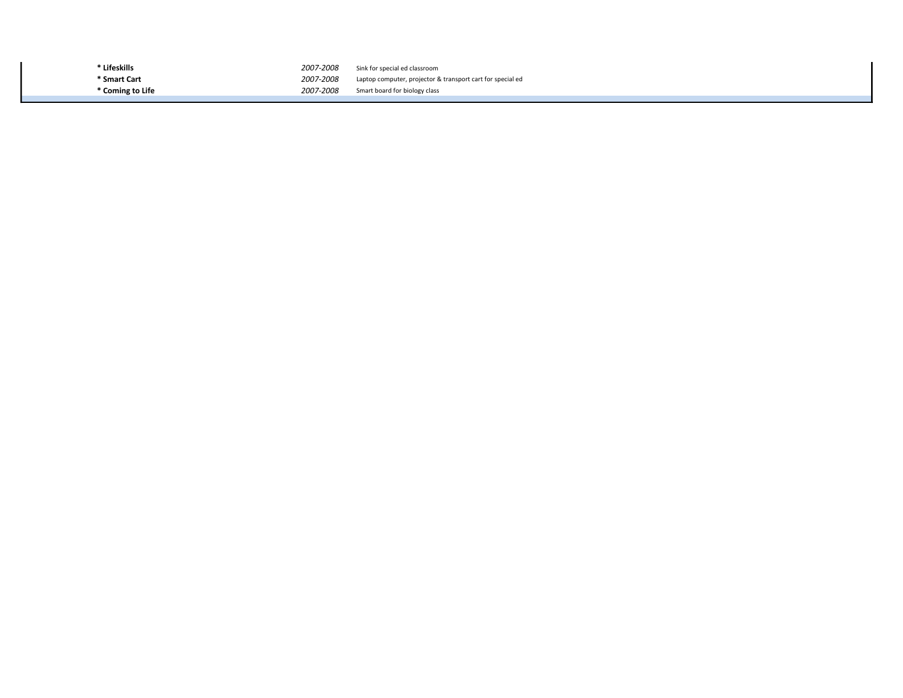| | | |
|---|---|---|
| **\* Lifeskills** | *2007-2008* | Sink for special ed classroom |
| **\* Smart Cart** | *2007-2008* | Laptop computer, projector & transport cart for special ed |
| **\* Coming to Life** | *2007-2008* | Smart board for biology class |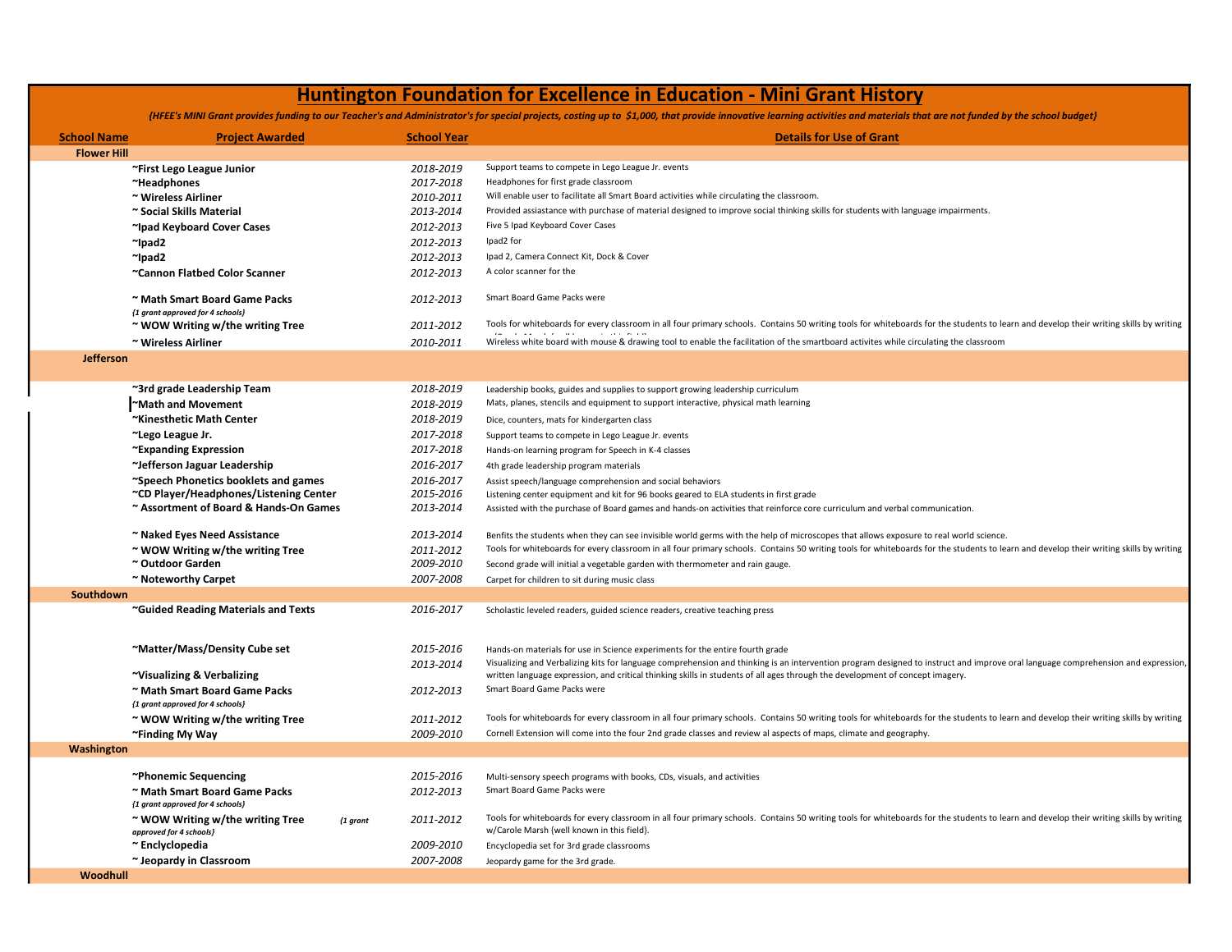# Huntington Foundation for Excellence in Education - Mini Grant History

*{HFEE's MINI Grant provides funding to our Teacher's and Administrator's for special projects, costing up to $1,000, that provide innovative learning activities and materials that are not funded by the school budget}*

| School Name | Project Awarded | School Year | Details for Use of Grant |
|---|---|---|---|
| **Flower Hill** | | | |
| | **~First Lego League Junior** | *2018-2019* | Support teams to compete in Lego League Jr. events |
| | **~Headphones** | *2017-2018* | Headphones for first grade classroom |
| | **~ Wireless Airliner** | *2010-2011* | Will enable user to facilitate all Smart Board activities while circulating the classroom. |
| | **~ Social Skills Material** | *2013-2014* | Provided assiastance with purchase of material designed to improve social thinking skills for students with language impairments. |
| | **~Ipad Keyboard Cover Cases** | *2012-2013* | Five 5 Ipad Keyboard Cover Cases |
| | **~Ipad2** | *2012-2013* | Ipad2 for |
| | **~Ipad2** | *2012-2013* | Ipad 2, Camera Connect Kit, Dock & Cover |
| | **~Cannon Flatbed Color Scanner** | *2012-2013* | A color scanner for the |
| | **~ Math Smart Board Game Packs** *{1 grant approved for 4 schools}* | *2012-2013* | Smart Board Game Packs were |
| | **~ WOW Writing w/the writing Tree** | *2011-2012* | Tools for whiteboards for every classroom in all four primary schools. Contains 50 writing tools for whiteboards for the students to learn and develop their writing skills by writing |
| | **~ Wireless Airliner** | *2010-2011* | Wireless white board with mouse & drawing tool to enable the facilitation of the smartboard activites while circulating the classroom |
| **Jefferson** | | | |
| | **~3rd grade Leadership Team** | *2018-2019* | Leadership books, guides and supplies to support growing leadership curriculum |
| | **~Math and Movement** | *2018-2019* | Mats, planes, stencils and equipment to support interactive, physical math learning |
| | **~Kinesthetic Math Center** | *2018-2019* | Dice, counters, mats for kindergarten class |
| | **~Lego League Jr.** | *2017-2018* | Support teams to compete in Lego League Jr. events |
| | **~Expanding Expression** | *2017-2018* | Hands-on learning program for Speech in K-4 classes |
| | **~Jefferson Jaguar Leadership** | *2016-2017* | 4th grade leadership program materials |
| | **~Speech Phonetics booklets and games** | *2016-2017* | Assist speech/language comprehension and social behaviors |
| | **~CD Player/Headphones/Listening Center** | *2015-2016* | Listening center equipment and kit for 96 books geared to ELA students in first grade |
| | **~ Assortment of Board & Hands-On Games** | *2013-2014* | Assisted with the purchase of Board games and hands-on activities that reinforce core curriculum and verbal communication. |
| | **~ Naked Eyes Need Assistance** | *2013-2014* | Benfits the students when they can see invisible world germs with the help of microscopes that allows exposure to real world science. |
| | **~ WOW Writing w/the writing Tree** | *2011-2012* | Tools for whiteboards for every classroom in all four primary schools. Contains 50 writing tools for whiteboards for the students to learn and develop their writing skills by writing |
| | **~ Outdoor Garden** | *2009-2010* | Second grade will initial a vegetable garden with thermometer and rain gauge. |
| | **~ Noteworthy Carpet** | *2007-2008* | Carpet for children to sit during music class |
| **Southdown** | | | |
| | **~Guided Reading Materials and Texts** | *2016-2017* | Scholastic leveled readers, guided science readers, creative teaching press |
| | **~Matter/Mass/Density Cube set** | *2015-2016* | Hands-on materials for use in Science experiments for the entire fourth grade |
| | **~Visualizing & Verbalizing** | *2013-2014* | Visualizing and Verbalizing kits for language comprehension and thinking is an intervention program designed to instruct and improve oral language comprehension and expression, written language expression, and critical thinking skills in students of all ages through the development of concept imagery. |
| | **~ Math Smart Board Game Packs** *{1 grant approved for 4 schools}* | *2012-2013* | Smart Board Game Packs were |
| | **~ WOW Writing w/the writing Tree** | *2011-2012* | Tools for whiteboards for every classroom in all four primary schools. Contains 50 writing tools for whiteboards for the students to learn and develop their writing skills by writing |
| | **~Finding My Way** | *2009-2010* | Cornell Extension will come into the four 2nd grade classes and review al aspects of maps, climate and geography. |
| **Washington** | | | |
| | **~Phonemic Sequencing** | *2015-2016* | Multi-sensory speech programs with books, CDs, visuals, and activities |
| | **~ Math Smart Board Game Packs** *{1 grant approved for 4 schools}* | *2012-2013* | Smart Board Game Packs were |
| | **~ WOW Writing w/the writing Tree** *{1 grant approved for 4 schools}* | *2011-2012* | Tools for whiteboards for every classroom in all four primary schools. Contains 50 writing tools for whiteboards for the students to learn and develop their writing skills by writing w/Carole Marsh (well known in this field). |
| | **~ Enclyclopedia** | *2009-2010* | Encyclopedia set for 3rd grade classrooms |
| | **~ Jeopardy in Classroom** | *2007-2008* | Jeopardy game for the 3rd grade. |
| **Woodhull** | | | |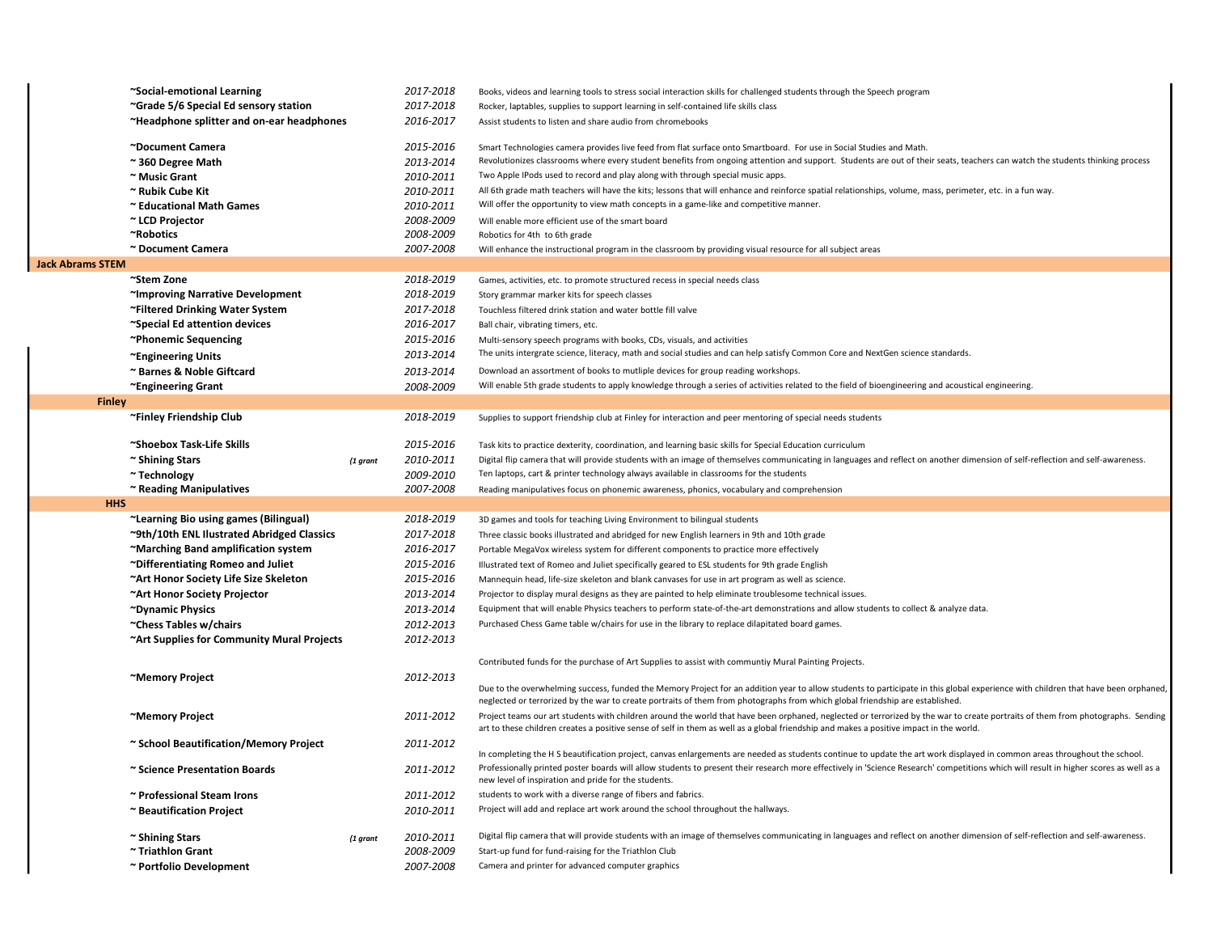| School | Project | Note | Year | Description |
| --- | --- | --- | --- | --- |
| | ~Social-emotional Learning | | 2017-2018 | Books, videos and learning tools to stress social interaction skills for challenged students through the Speech program |
| | ~Grade 5/6 Special Ed sensory station | | 2017-2018 | Rocker, laptables, supplies to support learning in self-contained life skills class |
| | ~Headphone splitter and on-ear headphones | | 2016-2017 | Assist students to listen and share audio from chromebooks |
| | ~Document Camera | | 2015-2016 | Smart Technologies camera provides live feed from flat surface onto Smartboard. For use in Social Studies and Math. |
| | ~ 360 Degree Math | | 2013-2014 | Revolutionizes classrooms where every student benefits from ongoing attention and support. Students are out of their seats, teachers can watch the students thinking process |
| | ~ Music Grant | | 2010-2011 | Two Apple IPods used to record and play along with through special music apps. |
| | ~ Rubik Cube Kit | | 2010-2011 | All 6th grade math teachers will have the kits; lessons that will enhance and reinforce spatial relationships, volume, mass, perimeter, etc. in a fun way. |
| | ~ Educational Math Games | | 2010-2011 | Will offer the opportunity to view math concepts in a game-like and competitive manner. |
| | ~ LCD Projector | | 2008-2009 | Will enable more efficient use of the smart board |
| | ~Robotics | | 2008-2009 | Robotics for 4th to 6th grade |
| | ~ Document Camera | | 2007-2008 | Will enhance the instructional program in the classroom by providing visual resource for all subject areas |
| **Jack Abrams STEM** | | | | |
| | ~Stem Zone | | 2018-2019 | Games, activities, etc. to promote structured recess in special needs class |
| | ~Improving Narrative Development | | 2018-2019 | Story grammar marker kits for speech classes |
| | ~Filtered Drinking Water System | | 2017-2018 | Touchless filtered drink station and water bottle fill valve |
| | ~Special Ed attention devices | | 2016-2017 | Ball chair, vibrating timers, etc. |
| | ~Phonemic Sequencing | | 2015-2016 | Multi-sensory speech programs with books, CDs, visuals, and activities |
| | ~Engineering Units | | 2013-2014 | The units intergrate science, literacy, math and social studies and can help satisfy Common Core and NextGen science standards. |
| | ~ Barnes & Noble Giftcard | | 2013-2014 | Download an assortment of books to mutliple devices for group reading workshops. |
| | ~Engineering Grant | | 2008-2009 | Will enable 5th grade students to apply knowledge through a series of activities related to the field of bioengineering and acoustical engineering. |
| **Finley** | | | | |
| | ~Finley Friendship Club | | 2018-2019 | Supplies to support friendship club at Finley for interaction and peer mentoring of special needs students |
| | ~Shoebox Task-Life Skills | | 2015-2016 | Task kits to practice dexterity, coordination, and learning basic skills for Special Education curriculum |
| | ~ Shining Stars | (1 grant | 2010-2011 | Digital flip camera that will provide students with an image of themselves communicating in languages and reflect on another dimension of self-reflection and self-awareness. |
| | ~ Technology | | 2009-2010 | Ten laptops, cart & printer technology always available in classrooms for the students |
| | ~ Reading Manipulatives | | 2007-2008 | Reading manipulatives focus on phonemic awareness, phonics, vocabulary and comprehension |
| **HHS** | | | | |
| | ~Learning Bio using games (Bilingual) | | 2018-2019 | 3D games and tools for teaching Living Environment to bilingual students |
| | ~9th/10th ENL Ilustrated Abridged Classics | | 2017-2018 | Three classic books illustrated and abridged for new English learners in 9th and 10th grade |
| | ~Marching Band amplification system | | 2016-2017 | Portable MegaVox wireless system for different components to practice more effectively |
| | ~Differentiating Romeo and Juliet | | 2015-2016 | Illustrated text of Romeo and Juliet specifically geared to ESL students for 9th grade English |
| | ~Art Honor Society Life Size Skeleton | | 2015-2016 | Mannequin head, life-size skeleton and blank canvases for use in art program as well as science. |
| | ~Art Honor Society Projector | | 2013-2014 | Projector to display mural designs as they are painted to help eliminate troublesome technical issues. |
| | ~Dynamic Physics | | 2013-2014 | Equipment that will enable Physics teachers to perform state-of-the-art demonstrations and allow students to collect & analyze data. |
| | ~Chess Tables w/chairs | | 2012-2013 | Purchased Chess Game table w/chairs for use in the library to replace dilapitated board games. |
| | ~Art Supplies for Community Mural Projects | | 2012-2013 | Contributed funds for the purchase of Art Supplies to assist with communtiy Mural Painting Projects. |
| | ~Memory Project | | 2012-2013 | Due to the overwhelming success, funded the Memory Project for an addition year to allow students to participate in this global experience with children that have been orphaned, neglected or terrorized by the war to create portraits of them from photographs from which global friendship are established. |
| | ~Memory Project | | 2011-2012 | Project teams our art students with children around the world that have been orphaned, neglected or terrorized by the war to create portraits of them from photographs. Sending art to these children creates a positive sense of self in them as well as a global friendship and makes a positive impact in the world. |
| | ~ School Beautification/Memory Project | | 2011-2012 | In completing the H S beautification project, canvas enlargements are needed as students continue to update the art work displayed in common areas throughout the school. |
| | ~ Science Presentation Boards | | 2011-2012 | Professionally printed poster boards will allow students to present their research more effectively in 'Science Research' competitions which will result in higher scores as well as a new level of inspiration and pride for the students. |
| | ~ Professional Steam Irons | | 2011-2012 | students to work with a diverse range of fibers and fabrics. |
| | ~ Beautification Project | | 2010-2011 | Project will add and replace art work around the school throughout the hallways. |
| | ~ Shining Stars | (1 grant | 2010-2011 | Digital flip camera that will provide students with an image of themselves communicating in languages and reflect on another dimension of self-reflection and self-awareness. |
| | ~ Triathlon Grant | | 2008-2009 | Start-up fund for fund-raising for the Triathlon Club |
| | ~ Portfolio Development | | 2007-2008 | Camera and printer for advanced computer graphics |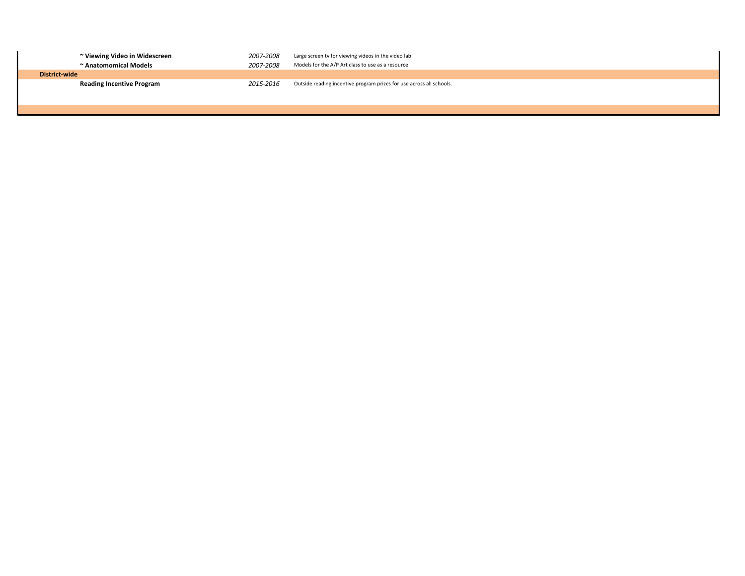| | | | |
|---|---|---|---|
| | **~ Viewing Video in Widescreen** | *2007-2008* | Large screen tv for viewing videos in the video lab |
| | **~ Anatomomical Models** | *2007-2008* | Models for the A/P Art class to use as a resource |
| **District-wide** | | | |
| | **Reading Incentive Program** | *2015-2016* | Outside reading incentive program prizes for use across all schools. |